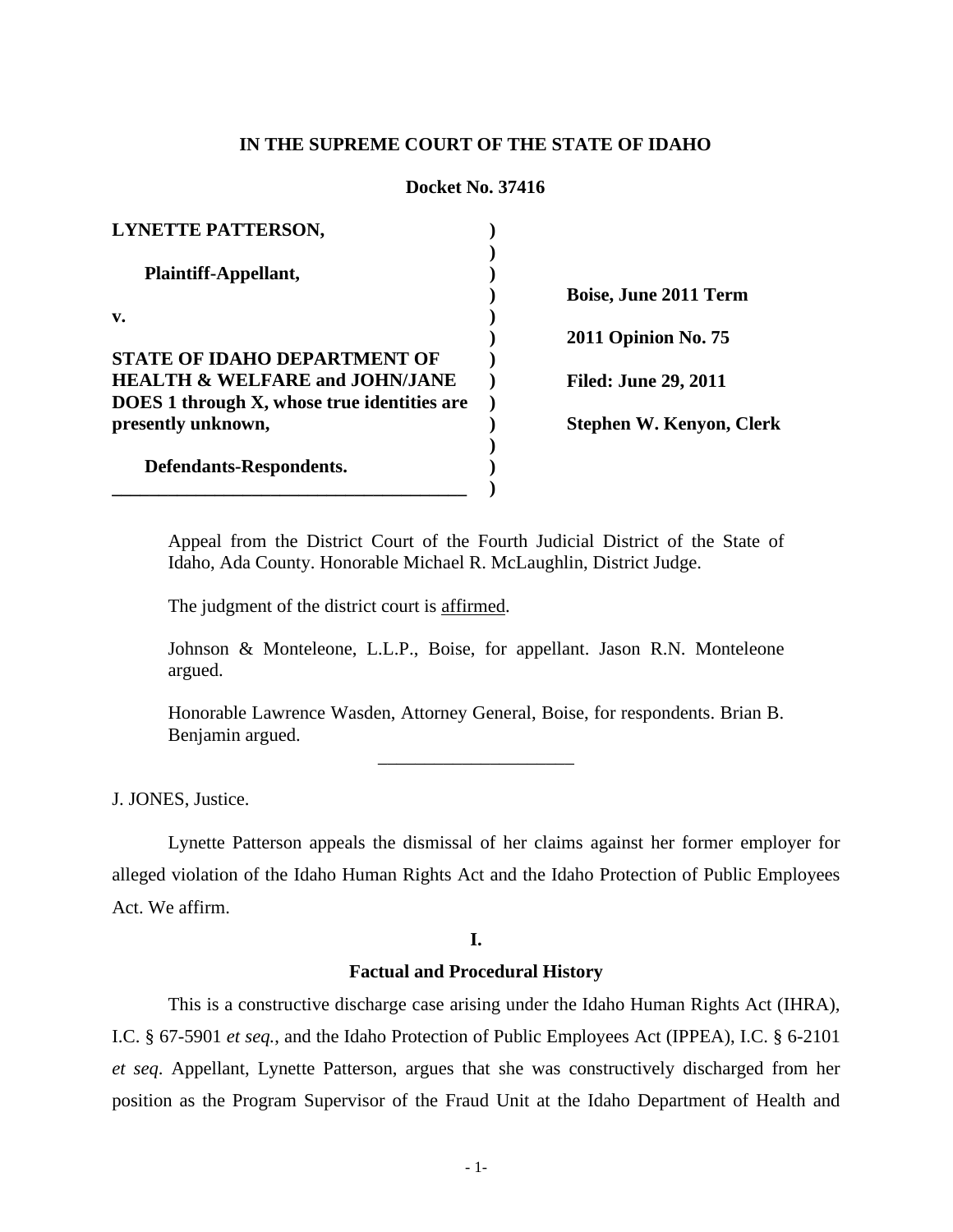**IN THE SUPREME COURT OF THE STATE OF IDAHO**

**Docket No. 37416**

| | |
|---|---|
| **LYNETTE PATTERSON,** | |
| **Plaintiff-Appellant,** | **Boise, June 2011 Term** |
| **v.** | **2011 Opinion No. 75** |
| **STATE OF IDAHO DEPARTMENT OF HEALTH & WELFARE and JOHN/JANE DOES 1 through X, whose true identities are presently unknown,** | **Filed: June 29, 2011** |
| | **Stephen W. Kenyon, Clerk** |
| **Defendants-Respondents.** | |

Appeal from the District Court of the Fourth Judicial District of the State of Idaho, Ada County. Honorable Michael R. McLaughlin, District Judge.

The judgment of the district court is affirmed.

Johnson & Monteleone, L.L.P., Boise, for appellant. Jason R.N. Monteleone argued.

Honorable Lawrence Wasden, Attorney General, Boise, for respondents. Brian B. Benjamin argued.

---

J. JONES, Justice.

Lynette Patterson appeals the dismissal of her claims against her former employer for alleged violation of the Idaho Human Rights Act and the Idaho Protection of Public Employees Act. We affirm.

## I.

## Factual and Procedural History

This is a constructive discharge case arising under the Idaho Human Rights Act (IHRA), I.C. § 67-5901 *et seq.*, and the Idaho Protection of Public Employees Act (IPPEA), I.C. § 6-2101 *et seq*. Appellant, Lynette Patterson, argues that she was constructively discharged from her position as the Program Supervisor of the Fraud Unit at the Idaho Department of Health and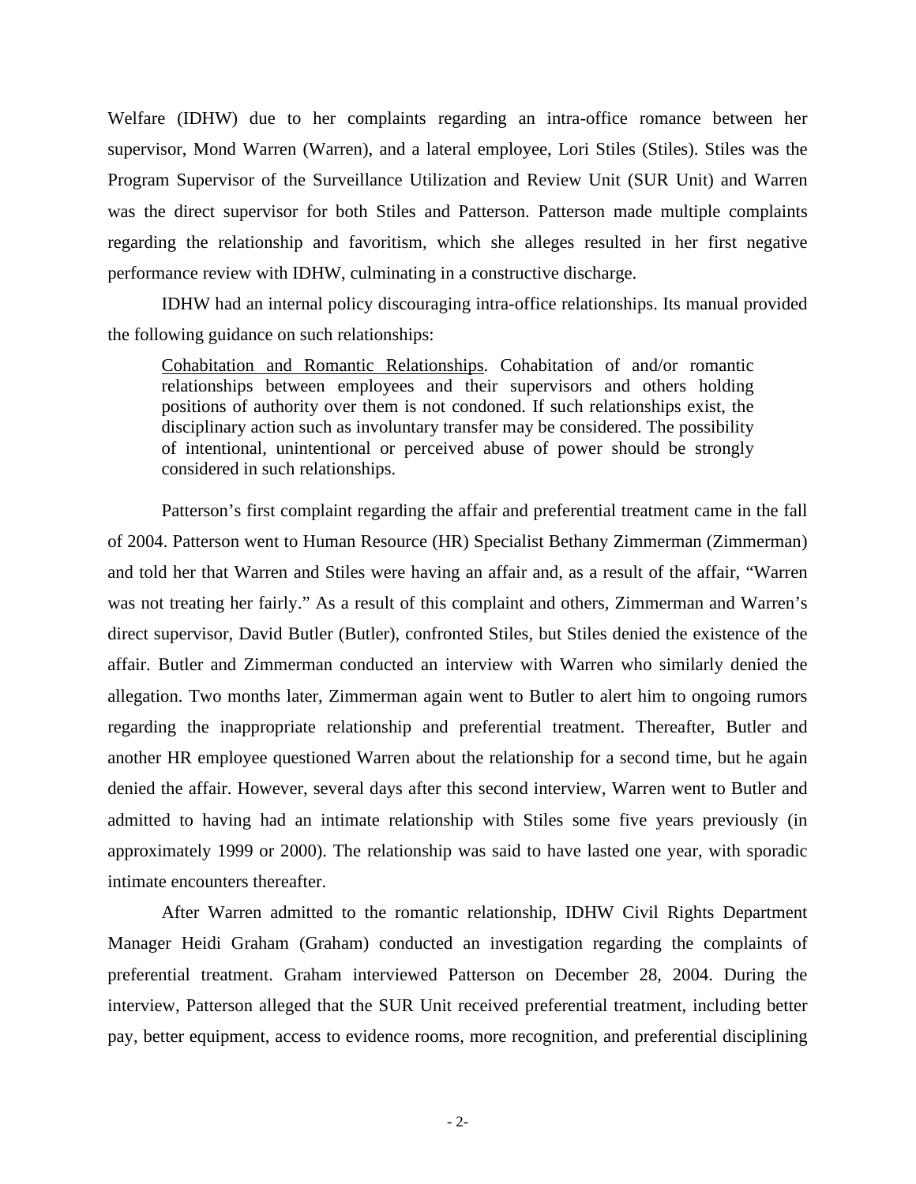Welfare (IDHW) due to her complaints regarding an intra-office romance between her supervisor, Mond Warren (Warren), and a lateral employee, Lori Stiles (Stiles). Stiles was the Program Supervisor of the Surveillance Utilization and Review Unit (SUR Unit) and Warren was the direct supervisor for both Stiles and Patterson. Patterson made multiple complaints regarding the relationship and favoritism, which she alleges resulted in her first negative performance review with IDHW, culminating in a constructive discharge.

IDHW had an internal policy discouraging intra-office relationships. Its manual provided the following guidance on such relationships:

> Cohabitation and Romantic Relationships. Cohabitation of and/or romantic relationships between employees and their supervisors and others holding positions of authority over them is not condoned. If such relationships exist, the disciplinary action such as involuntary transfer may be considered. The possibility of intentional, unintentional or perceived abuse of power should be strongly considered in such relationships.

Patterson's first complaint regarding the affair and preferential treatment came in the fall of 2004. Patterson went to Human Resource (HR) Specialist Bethany Zimmerman (Zimmerman) and told her that Warren and Stiles were having an affair and, as a result of the affair, "Warren was not treating her fairly." As a result of this complaint and others, Zimmerman and Warren's direct supervisor, David Butler (Butler), confronted Stiles, but Stiles denied the existence of the affair. Butler and Zimmerman conducted an interview with Warren who similarly denied the allegation. Two months later, Zimmerman again went to Butler to alert him to ongoing rumors regarding the inappropriate relationship and preferential treatment. Thereafter, Butler and another HR employee questioned Warren about the relationship for a second time, but he again denied the affair. However, several days after this second interview, Warren went to Butler and admitted to having had an intimate relationship with Stiles some five years previously (in approximately 1999 or 2000). The relationship was said to have lasted one year, with sporadic intimate encounters thereafter.

After Warren admitted to the romantic relationship, IDHW Civil Rights Department Manager Heidi Graham (Graham) conducted an investigation regarding the complaints of preferential treatment. Graham interviewed Patterson on December 28, 2004. During the interview, Patterson alleged that the SUR Unit received preferential treatment, including better pay, better equipment, access to evidence rooms, more recognition, and preferential disciplining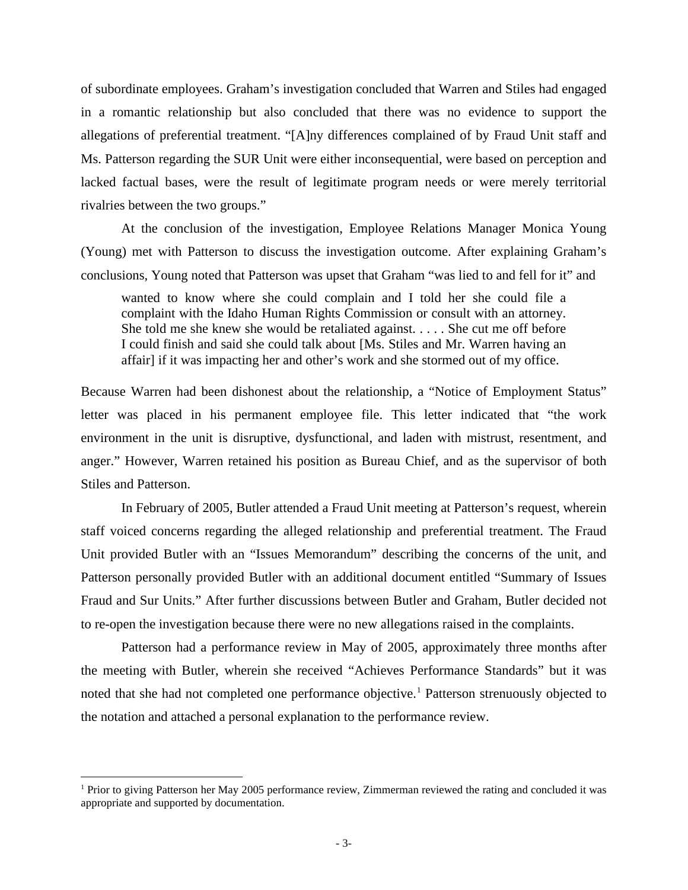of subordinate employees. Graham's investigation concluded that Warren and Stiles had engaged in a romantic relationship but also concluded that there was no evidence to support the allegations of preferential treatment. "[A]ny differences complained of by Fraud Unit staff and Ms. Patterson regarding the SUR Unit were either inconsequential, were based on perception and lacked factual bases, were the result of legitimate program needs or were merely territorial rivalries between the two groups."

At the conclusion of the investigation, Employee Relations Manager Monica Young (Young) met with Patterson to discuss the investigation outcome. After explaining Graham's conclusions, Young noted that Patterson was upset that Graham "was lied to and fell for it" and

> wanted to know where she could complain and I told her she could file a complaint with the Idaho Human Rights Commission or consult with an attorney. She told me she knew she would be retaliated against. . . . . She cut me off before I could finish and said she could talk about [Ms. Stiles and Mr. Warren having an affair] if it was impacting her and other's work and she stormed out of my office.

Because Warren had been dishonest about the relationship, a "Notice of Employment Status" letter was placed in his permanent employee file. This letter indicated that "the work environment in the unit is disruptive, dysfunctional, and laden with mistrust, resentment, and anger." However, Warren retained his position as Bureau Chief, and as the supervisor of both Stiles and Patterson.

In February of 2005, Butler attended a Fraud Unit meeting at Patterson's request, wherein staff voiced concerns regarding the alleged relationship and preferential treatment. The Fraud Unit provided Butler with an "Issues Memorandum" describing the concerns of the unit, and Patterson personally provided Butler with an additional document entitled "Summary of Issues Fraud and Sur Units." After further discussions between Butler and Graham, Butler decided not to re-open the investigation because there were no new allegations raised in the complaints.

Patterson had a performance review in May of 2005, approximately three months after the meeting with Butler, wherein she received "Achieves Performance Standards" but it was noted that she had not completed one performance objective.[1] Patterson strenuously objected to the notation and attached a personal explanation to the performance review.

[1] Prior to giving Patterson her May 2005 performance review, Zimmerman reviewed the rating and concluded it was appropriate and supported by documentation.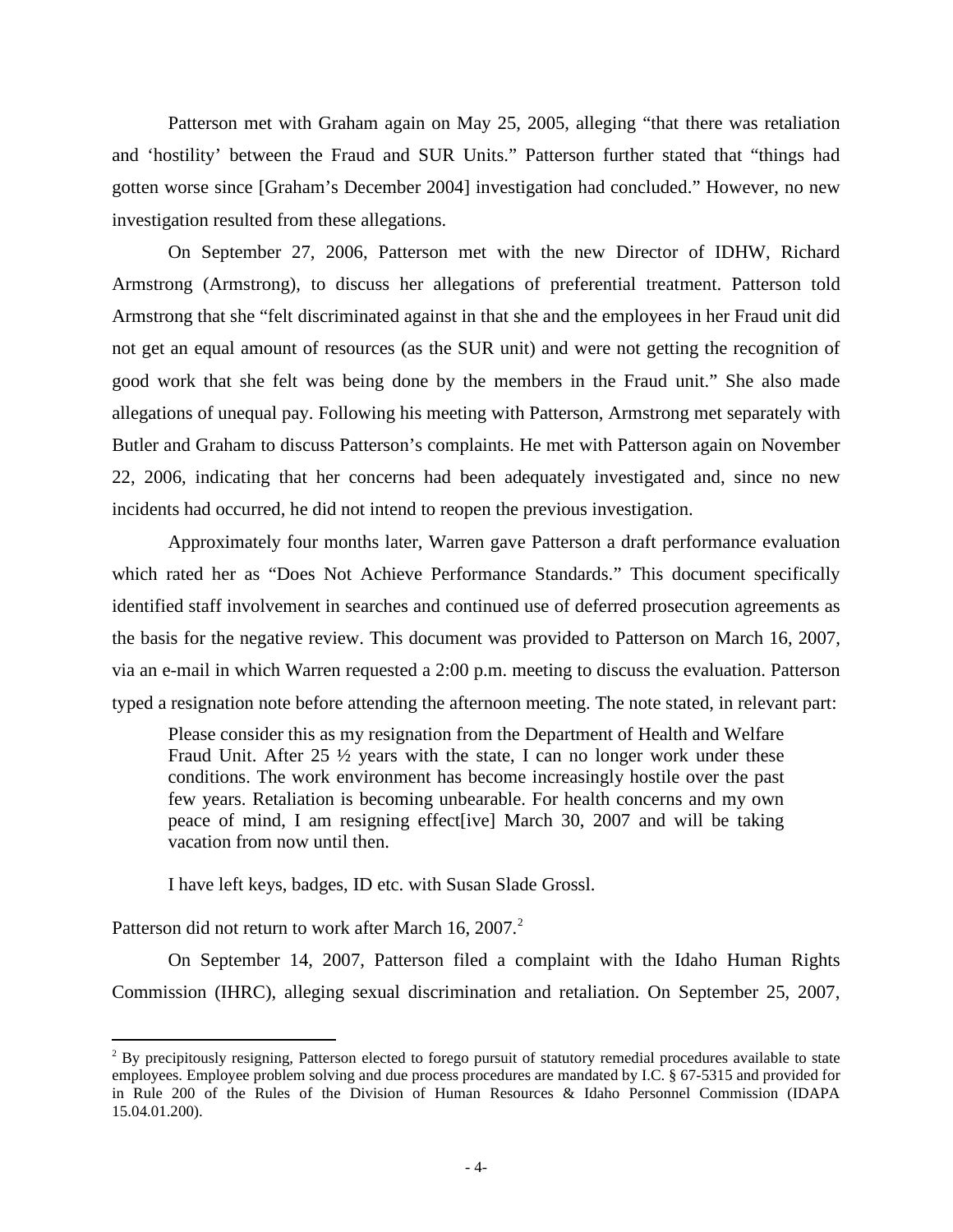Patterson met with Graham again on May 25, 2005, alleging "that there was retaliation and 'hostility' between the Fraud and SUR Units." Patterson further stated that "things had gotten worse since [Graham's December 2004] investigation had concluded." However, no new investigation resulted from these allegations.

On September 27, 2006, Patterson met with the new Director of IDHW, Richard Armstrong (Armstrong), to discuss her allegations of preferential treatment. Patterson told Armstrong that she "felt discriminated against in that she and the employees in her Fraud unit did not get an equal amount of resources (as the SUR unit) and were not getting the recognition of good work that she felt was being done by the members in the Fraud unit." She also made allegations of unequal pay. Following his meeting with Patterson, Armstrong met separately with Butler and Graham to discuss Patterson's complaints. He met with Patterson again on November 22, 2006, indicating that her concerns had been adequately investigated and, since no new incidents had occurred, he did not intend to reopen the previous investigation.

Approximately four months later, Warren gave Patterson a draft performance evaluation which rated her as "Does Not Achieve Performance Standards." This document specifically identified staff involvement in searches and continued use of deferred prosecution agreements as the basis for the negative review. This document was provided to Patterson on March 16, 2007, via an e-mail in which Warren requested a 2:00 p.m. meeting to discuss the evaluation. Patterson typed a resignation note before attending the afternoon meeting. The note stated, in relevant part:

> Please consider this as my resignation from the Department of Health and Welfare Fraud Unit. After 25 ½ years with the state, I can no longer work under these conditions. The work environment has become increasingly hostile over the past few years. Retaliation is becoming unbearable. For health concerns and my own peace of mind, I am resigning effect[ive] March 30, 2007 and will be taking vacation from now until then.
>
> I have left keys, badges, ID etc. with Susan Slade Grossl.

Patterson did not return to work after March 16, 2007.[2]

On September 14, 2007, Patterson filed a complaint with the Idaho Human Rights Commission (IHRC), alleging sexual discrimination and retaliation. On September 25, 2007,

---

[2] By precipitously resigning, Patterson elected to forego pursuit of statutory remedial procedures available to state employees. Employee problem solving and due process procedures are mandated by I.C. § 67-5315 and provided for in Rule 200 of the Rules of the Division of Human Resources & Idaho Personnel Commission (IDAPA 15.04.01.200).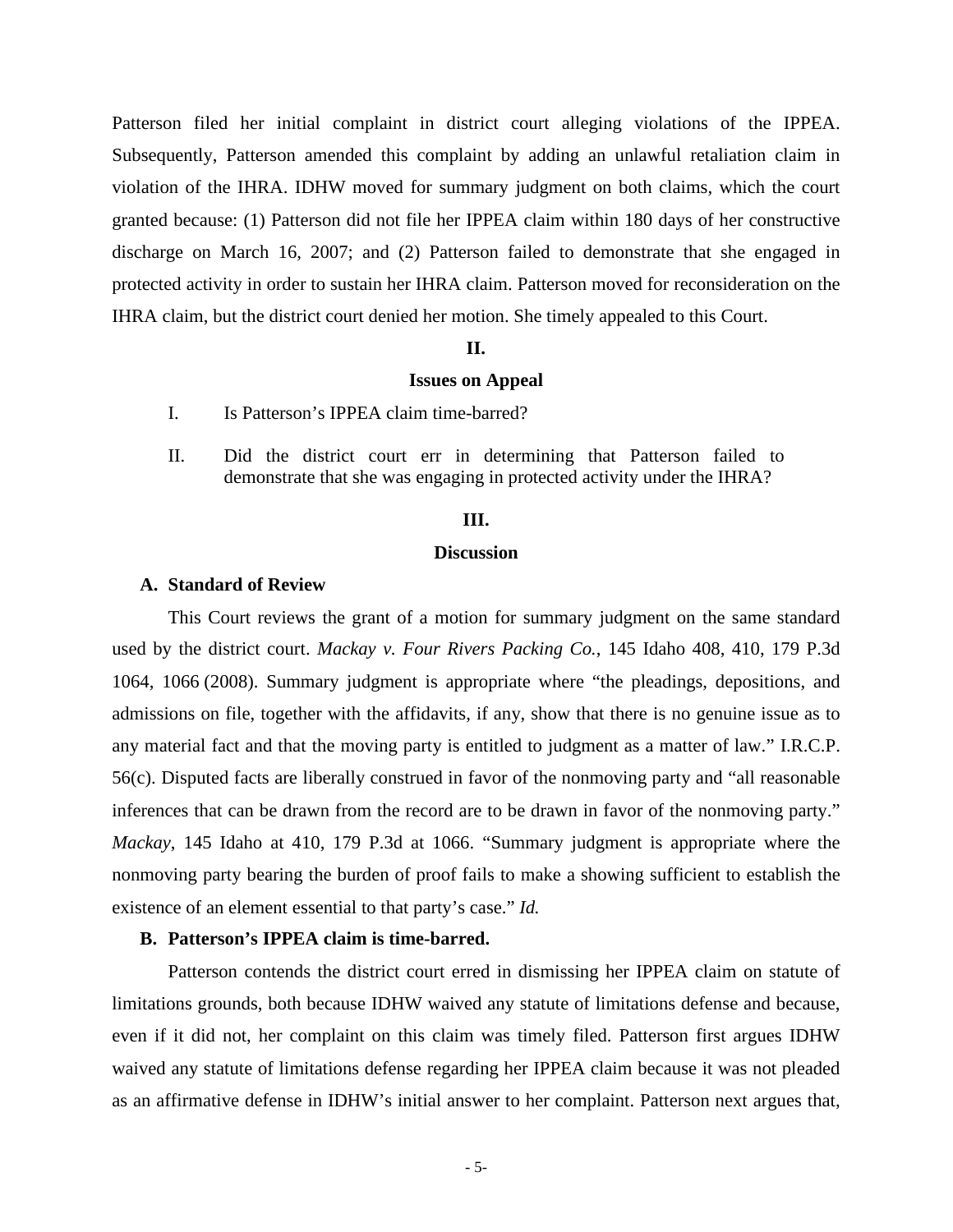Patterson filed her initial complaint in district court alleging violations of the IPPEA. Subsequently, Patterson amended this complaint by adding an unlawful retaliation claim in violation of the IHRA. IDHW moved for summary judgment on both claims, which the court granted because: (1) Patterson did not file her IPPEA claim within 180 days of her constructive discharge on March 16, 2007; and (2) Patterson failed to demonstrate that she engaged in protected activity in order to sustain her IHRA claim. Patterson moved for reconsideration on the IHRA claim, but the district court denied her motion. She timely appealed to this Court.

## II.

## Issues on Appeal

I. Is Patterson's IPPEA claim time-barred?

II. Did the district court err in determining that Patterson failed to demonstrate that she was engaging in protected activity under the IHRA?

## III.

## Discussion

### A. Standard of Review

This Court reviews the grant of a motion for summary judgment on the same standard used by the district court. *Mackay v. Four Rivers Packing Co.*, 145 Idaho 408, 410, 179 P.3d 1064, 1066 (2008). Summary judgment is appropriate where "the pleadings, depositions, and admissions on file, together with the affidavits, if any, show that there is no genuine issue as to any material fact and that the moving party is entitled to judgment as a matter of law." I.R.C.P. 56(c). Disputed facts are liberally construed in favor of the nonmoving party and "all reasonable inferences that can be drawn from the record are to be drawn in favor of the nonmoving party." *Mackay*, 145 Idaho at 410, 179 P.3d at 1066. "Summary judgment is appropriate where the nonmoving party bearing the burden of proof fails to make a showing sufficient to establish the existence of an element essential to that party's case." *Id.*

### B. Patterson's IPPEA claim is time-barred.

Patterson contends the district court erred in dismissing her IPPEA claim on statute of limitations grounds, both because IDHW waived any statute of limitations defense and because, even if it did not, her complaint on this claim was timely filed. Patterson first argues IDHW waived any statute of limitations defense regarding her IPPEA claim because it was not pleaded as an affirmative defense in IDHW's initial answer to her complaint. Patterson next argues that,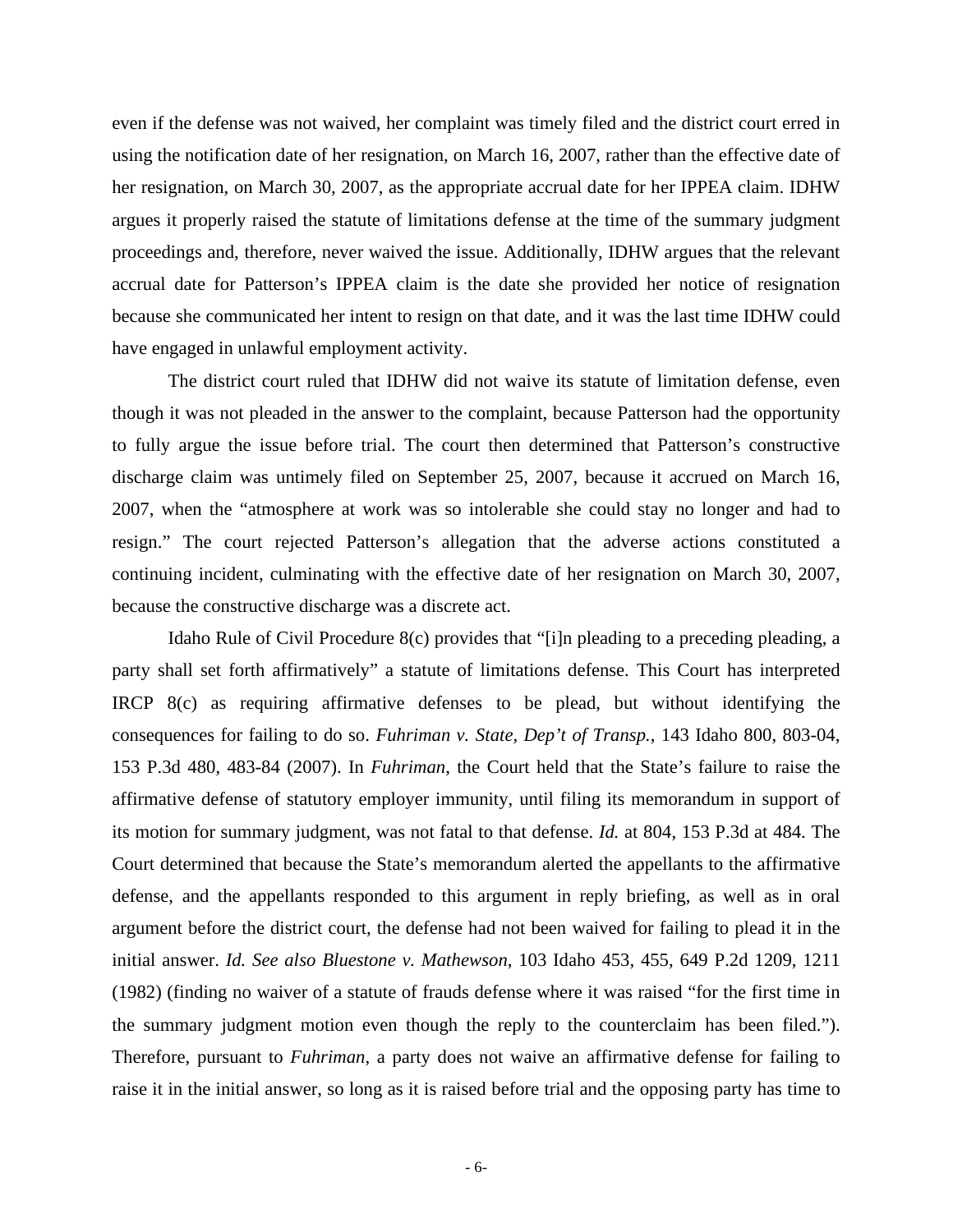even if the defense was not waived, her complaint was timely filed and the district court erred in using the notification date of her resignation, on March 16, 2007, rather than the effective date of her resignation, on March 30, 2007, as the appropriate accrual date for her IPPEA claim. IDHW argues it properly raised the statute of limitations defense at the time of the summary judgment proceedings and, therefore, never waived the issue. Additionally, IDHW argues that the relevant accrual date for Patterson's IPPEA claim is the date she provided her notice of resignation because she communicated her intent to resign on that date, and it was the last time IDHW could have engaged in unlawful employment activity.

The district court ruled that IDHW did not waive its statute of limitation defense, even though it was not pleaded in the answer to the complaint, because Patterson had the opportunity to fully argue the issue before trial. The court then determined that Patterson's constructive discharge claim was untimely filed on September 25, 2007, because it accrued on March 16, 2007, when the "atmosphere at work was so intolerable she could stay no longer and had to resign." The court rejected Patterson's allegation that the adverse actions constituted a continuing incident, culminating with the effective date of her resignation on March 30, 2007, because the constructive discharge was a discrete act.

Idaho Rule of Civil Procedure 8(c) provides that "[i]n pleading to a preceding pleading, a party shall set forth affirmatively" a statute of limitations defense. This Court has interpreted IRCP 8(c) as requiring affirmative defenses to be plead, but without identifying the consequences for failing to do so. *Fuhriman v. State, Dep't of Transp.*, 143 Idaho 800, 803-04, 153 P.3d 480, 483-84 (2007). In *Fuhriman*, the Court held that the State's failure to raise the affirmative defense of statutory employer immunity, until filing its memorandum in support of its motion for summary judgment, was not fatal to that defense. *Id.* at 804, 153 P.3d at 484. The Court determined that because the State's memorandum alerted the appellants to the affirmative defense, and the appellants responded to this argument in reply briefing, as well as in oral argument before the district court, the defense had not been waived for failing to plead it in the initial answer. *Id. See also Bluestone v. Mathewson*, 103 Idaho 453, 455, 649 P.2d 1209, 1211 (1982) (finding no waiver of a statute of frauds defense where it was raised "for the first time in the summary judgment motion even though the reply to the counterclaim has been filed."). Therefore, pursuant to *Fuhriman*, a party does not waive an affirmative defense for failing to raise it in the initial answer, so long as it is raised before trial and the opposing party has time to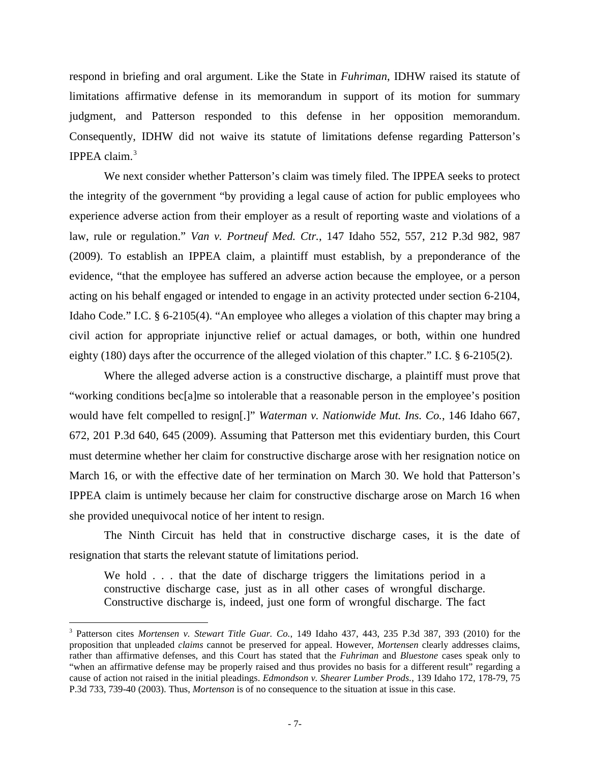respond in briefing and oral argument. Like the State in *Fuhriman*, IDHW raised its statute of limitations affirmative defense in its memorandum in support of its motion for summary judgment, and Patterson responded to this defense in her opposition memorandum. Consequently, IDHW did not waive its statute of limitations defense regarding Patterson's IPPEA claim.[3]

We next consider whether Patterson's claim was timely filed. The IPPEA seeks to protect the integrity of the government "by providing a legal cause of action for public employees who experience adverse action from their employer as a result of reporting waste and violations of a law, rule or regulation." *Van v. Portneuf Med. Ctr.*, 147 Idaho 552, 557, 212 P.3d 982, 987 (2009). To establish an IPPEA claim, a plaintiff must establish, by a preponderance of the evidence, "that the employee has suffered an adverse action because the employee, or a person acting on his behalf engaged or intended to engage in an activity protected under section 6-2104, Idaho Code." I.C. § 6-2105(4). "An employee who alleges a violation of this chapter may bring a civil action for appropriate injunctive relief or actual damages, or both, within one hundred eighty (180) days after the occurrence of the alleged violation of this chapter." I.C. § 6-2105(2).

Where the alleged adverse action is a constructive discharge, a plaintiff must prove that "working conditions bec[a]me so intolerable that a reasonable person in the employee's position would have felt compelled to resign[.]" *Waterman v. Nationwide Mut. Ins. Co.*, 146 Idaho 667, 672, 201 P.3d 640, 645 (2009). Assuming that Patterson met this evidentiary burden, this Court must determine whether her claim for constructive discharge arose with her resignation notice on March 16, or with the effective date of her termination on March 30. We hold that Patterson's IPPEA claim is untimely because her claim for constructive discharge arose on March 16 when she provided unequivocal notice of her intent to resign.

The Ninth Circuit has held that in constructive discharge cases, it is the date of resignation that starts the relevant statute of limitations period.

> We hold . . . that the date of discharge triggers the limitations period in a constructive discharge case, just as in all other cases of wrongful discharge. Constructive discharge is, indeed, just one form of wrongful discharge. The fact

---

[3] Patterson cites *Mortensen v. Stewart Title Guar. Co.*, 149 Idaho 437, 443, 235 P.3d 387, 393 (2010) for the proposition that unpleaded *claims* cannot be preserved for appeal. However, *Mortensen* clearly addresses claims, rather than affirmative defenses, and this Court has stated that the *Fuhriman* and *Bluestone* cases speak only to "when an affirmative defense may be properly raised and thus provides no basis for a different result" regarding a cause of action not raised in the initial pleadings. *Edmondson v. Shearer Lumber Prods.*, 139 Idaho 172, 178-79, 75 P.3d 733, 739-40 (2003). Thus, *Mortenson* is of no consequence to the situation at issue in this case.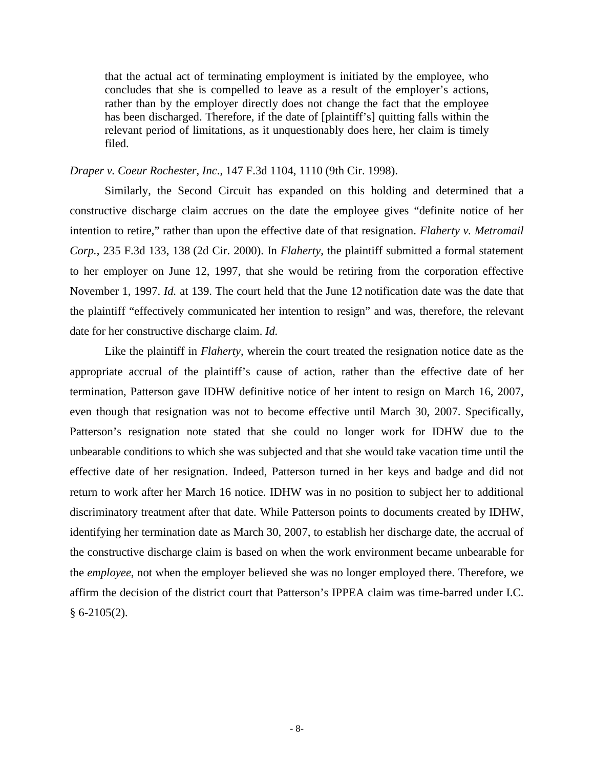> that the actual act of terminating employment is initiated by the employee, who concludes that she is compelled to leave as a result of the employer's actions, rather than by the employer directly does not change the fact that the employee has been discharged. Therefore, if the date of [plaintiff's] quitting falls within the relevant period of limitations, as it unquestionably does here, her claim is timely filed.

*Draper v. Coeur Rochester, Inc*., 147 F.3d 1104, 1110 (9th Cir. 1998).

Similarly, the Second Circuit has expanded on this holding and determined that a constructive discharge claim accrues on the date the employee gives "definite notice of her intention to retire," rather than upon the effective date of that resignation. *Flaherty v. Metromail Corp.*, 235 F.3d 133, 138 (2d Cir. 2000). In *Flaherty*, the plaintiff submitted a formal statement to her employer on June 12, 1997, that she would be retiring from the corporation effective November 1, 1997. *Id.* at 139. The court held that the June 12 notification date was the date that the plaintiff "effectively communicated her intention to resign" and was, therefore, the relevant date for her constructive discharge claim. *Id.*

Like the plaintiff in *Flaherty*, wherein the court treated the resignation notice date as the appropriate accrual of the plaintiff's cause of action, rather than the effective date of her termination, Patterson gave IDHW definitive notice of her intent to resign on March 16, 2007, even though that resignation was not to become effective until March 30, 2007. Specifically, Patterson's resignation note stated that she could no longer work for IDHW due to the unbearable conditions to which she was subjected and that she would take vacation time until the effective date of her resignation. Indeed, Patterson turned in her keys and badge and did not return to work after her March 16 notice. IDHW was in no position to subject her to additional discriminatory treatment after that date. While Patterson points to documents created by IDHW, identifying her termination date as March 30, 2007, to establish her discharge date, the accrual of the constructive discharge claim is based on when the work environment became unbearable for the *employee*, not when the employer believed she was no longer employed there. Therefore, we affirm the decision of the district court that Patterson's IPPEA claim was time-barred under I.C. § 6-2105(2).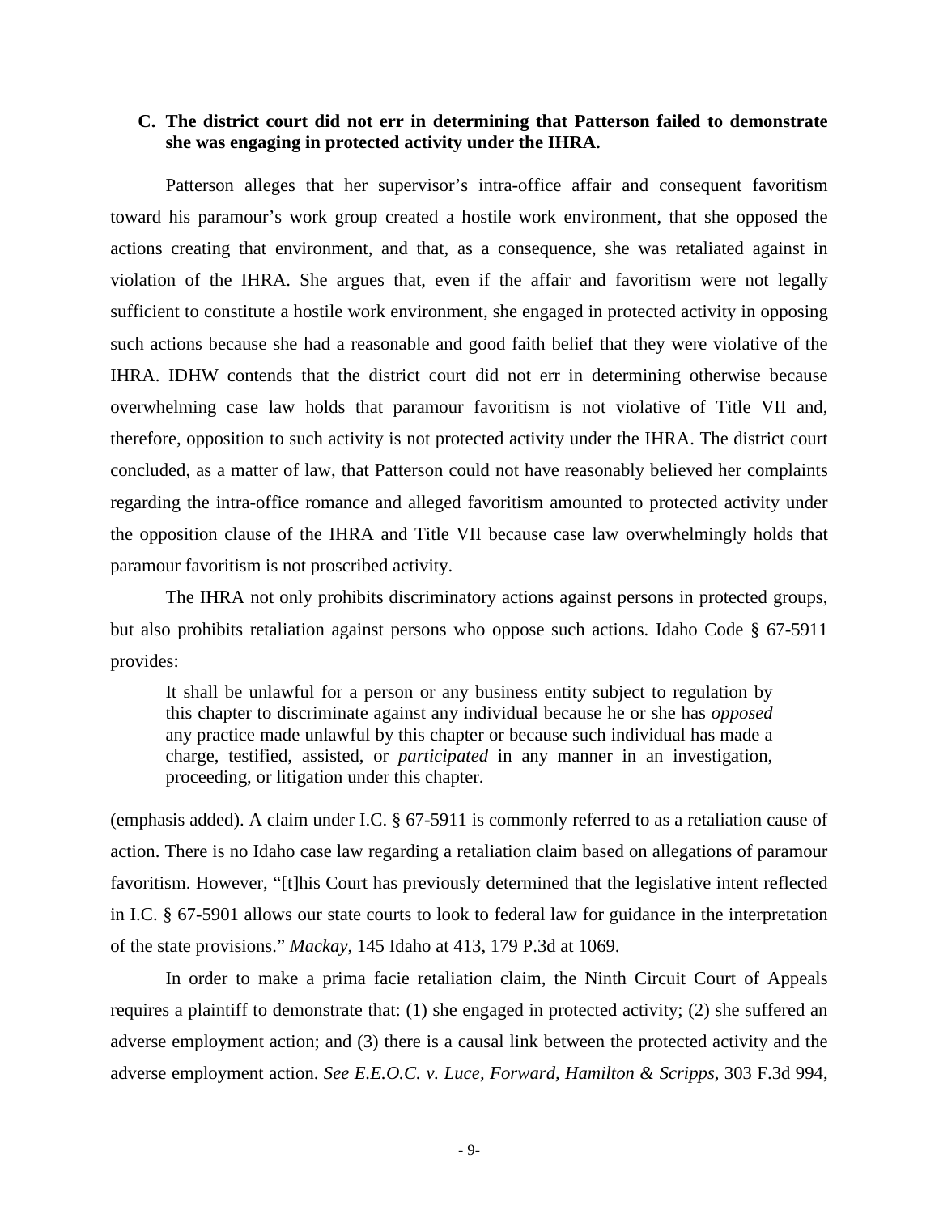### C. The district court did not err in determining that Patterson failed to demonstrate she was engaging in protected activity under the IHRA.

Patterson alleges that her supervisor's intra-office affair and consequent favoritism toward his paramour's work group created a hostile work environment, that she opposed the actions creating that environment, and that, as a consequence, she was retaliated against in violation of the IHRA. She argues that, even if the affair and favoritism were not legally sufficient to constitute a hostile work environment, she engaged in protected activity in opposing such actions because she had a reasonable and good faith belief that they were violative of the IHRA. IDHW contends that the district court did not err in determining otherwise because overwhelming case law holds that paramour favoritism is not violative of Title VII and, therefore, opposition to such activity is not protected activity under the IHRA. The district court concluded, as a matter of law, that Patterson could not have reasonably believed her complaints regarding the intra-office romance and alleged favoritism amounted to protected activity under the opposition clause of the IHRA and Title VII because case law overwhelmingly holds that paramour favoritism is not proscribed activity.

The IHRA not only prohibits discriminatory actions against persons in protected groups, but also prohibits retaliation against persons who oppose such actions. Idaho Code § 67-5911 provides:

> It shall be unlawful for a person or any business entity subject to regulation by this chapter to discriminate against any individual because he or she has *opposed* any practice made unlawful by this chapter or because such individual has made a charge, testified, assisted, or *participated* in any manner in an investigation, proceeding, or litigation under this chapter.

(emphasis added). A claim under I.C. § 67-5911 is commonly referred to as a retaliation cause of action. There is no Idaho case law regarding a retaliation claim based on allegations of paramour favoritism. However, "[t]his Court has previously determined that the legislative intent reflected in I.C. § 67-5901 allows our state courts to look to federal law for guidance in the interpretation of the state provisions." *Mackay*, 145 Idaho at 413, 179 P.3d at 1069.

In order to make a prima facie retaliation claim, the Ninth Circuit Court of Appeals requires a plaintiff to demonstrate that: (1) she engaged in protected activity; (2) she suffered an adverse employment action; and (3) there is a causal link between the protected activity and the adverse employment action. *See E.E.O.C. v. Luce, Forward, Hamilton & Scripps*, 303 F.3d 994,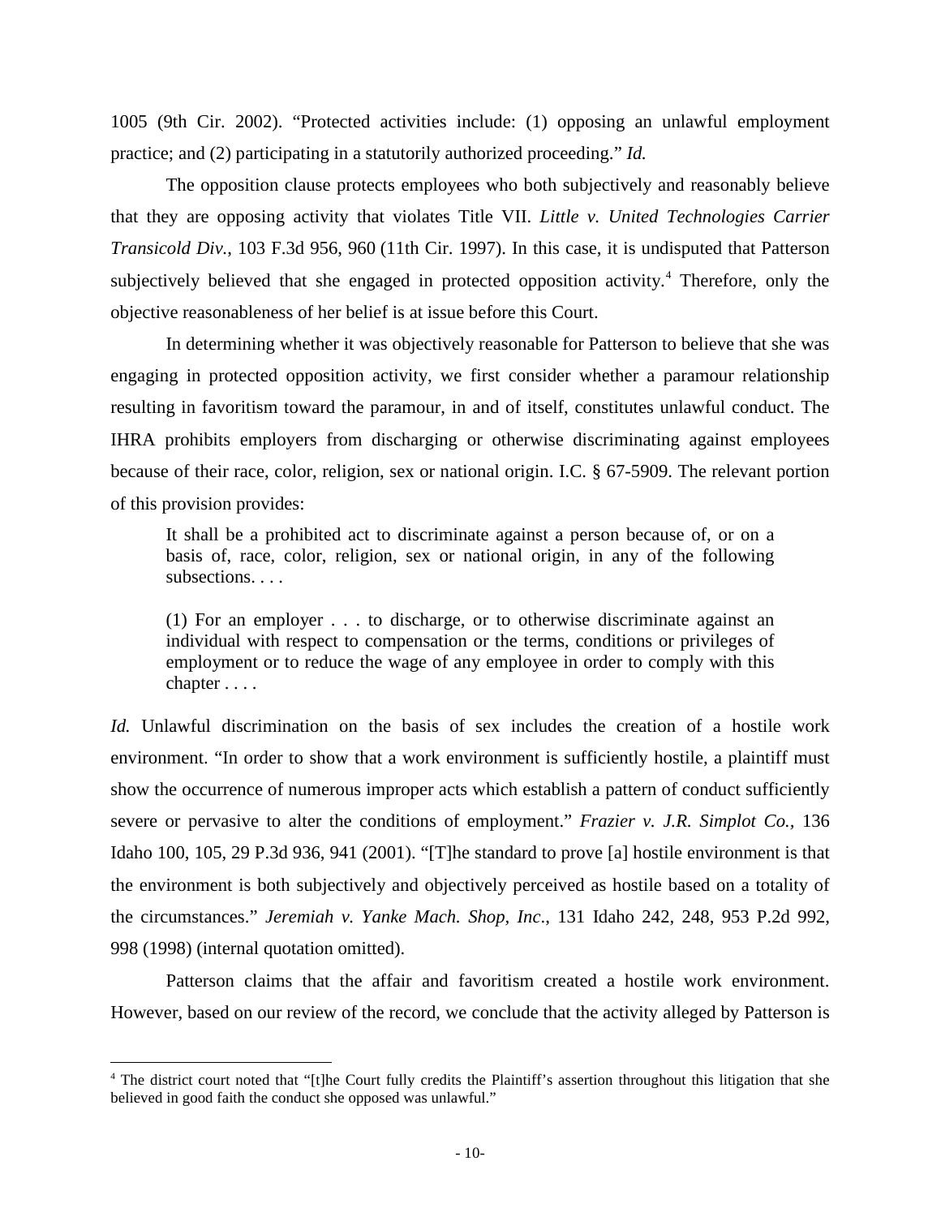1005 (9th Cir. 2002). "Protected activities include: (1) opposing an unlawful employment practice; and (2) participating in a statutorily authorized proceeding." *Id.*

The opposition clause protects employees who both subjectively and reasonably believe that they are opposing activity that violates Title VII. *Little v. United Technologies Carrier Transicold Div.*, 103 F.3d 956, 960 (11th Cir. 1997). In this case, it is undisputed that Patterson subjectively believed that she engaged in protected opposition activity.[4] Therefore, only the objective reasonableness of her belief is at issue before this Court.

In determining whether it was objectively reasonable for Patterson to believe that she was engaging in protected opposition activity, we first consider whether a paramour relationship resulting in favoritism toward the paramour, in and of itself, constitutes unlawful conduct. The IHRA prohibits employers from discharging or otherwise discriminating against employees because of their race, color, religion, sex or national origin. I.C. § 67-5909. The relevant portion of this provision provides:

> It shall be a prohibited act to discriminate against a person because of, or on a basis of, race, color, religion, sex or national origin, in any of the following subsections. . . .
>
> (1) For an employer . . . to discharge, or to otherwise discriminate against an individual with respect to compensation or the terms, conditions or privileges of employment or to reduce the wage of any employee in order to comply with this chapter . . . .

*Id.* Unlawful discrimination on the basis of sex includes the creation of a hostile work environment. "In order to show that a work environment is sufficiently hostile, a plaintiff must show the occurrence of numerous improper acts which establish a pattern of conduct sufficiently severe or pervasive to alter the conditions of employment." *Frazier v. J.R. Simplot Co.*, 136 Idaho 100, 105, 29 P.3d 936, 941 (2001). "[T]he standard to prove [a] hostile environment is that the environment is both subjectively and objectively perceived as hostile based on a totality of the circumstances." *Jeremiah v. Yanke Mach. Shop, Inc.*, 131 Idaho 242, 248, 953 P.2d 992, 998 (1998) (internal quotation omitted).

Patterson claims that the affair and favoritism created a hostile work environment. However, based on our review of the record, we conclude that the activity alleged by Patterson is

[4] The district court noted that "[t]he Court fully credits the Plaintiff's assertion throughout this litigation that she believed in good faith the conduct she opposed was unlawful."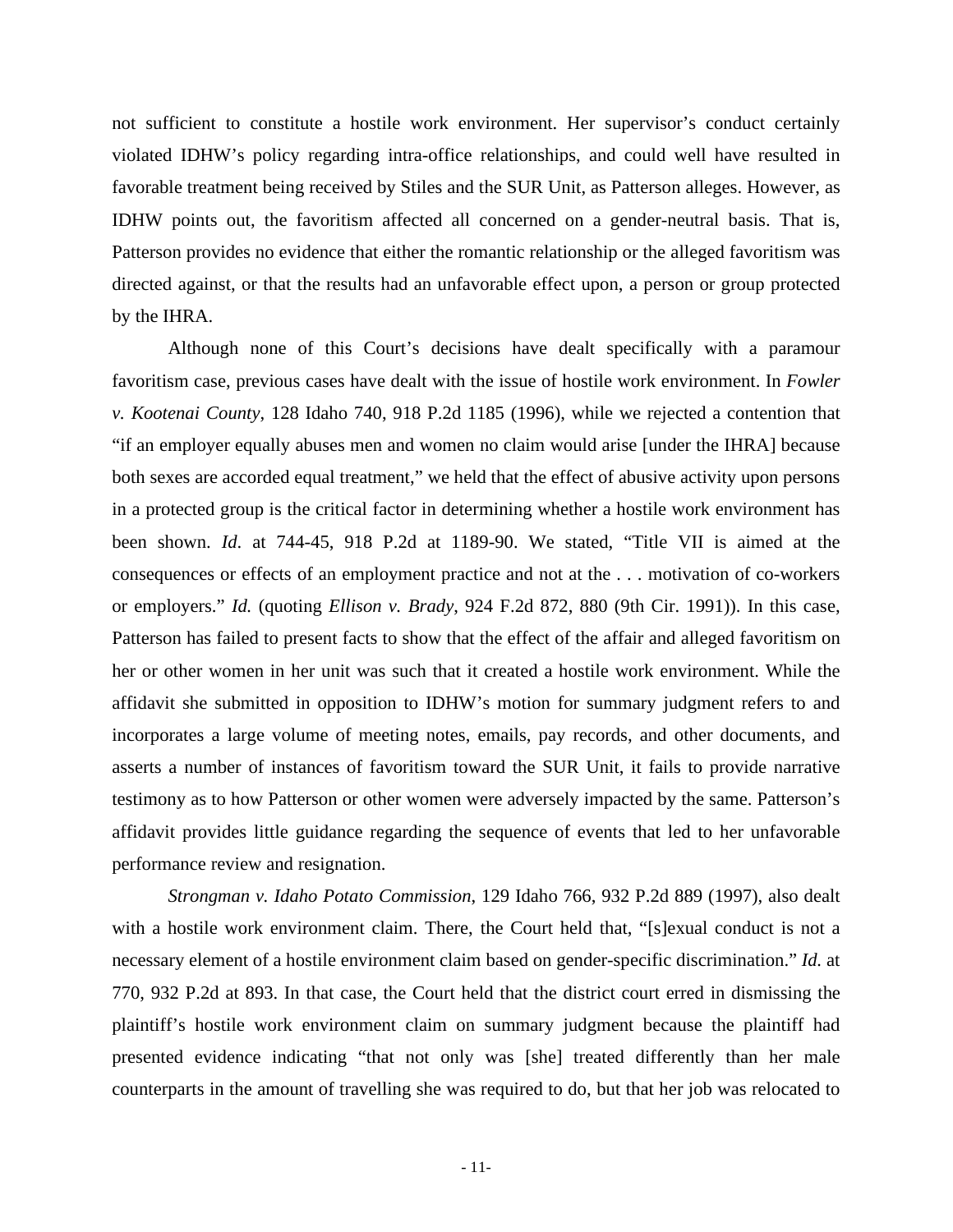not sufficient to constitute a hostile work environment. Her supervisor's conduct certainly violated IDHW's policy regarding intra-office relationships, and could well have resulted in favorable treatment being received by Stiles and the SUR Unit, as Patterson alleges. However, as IDHW points out, the favoritism affected all concerned on a gender-neutral basis. That is, Patterson provides no evidence that either the romantic relationship or the alleged favoritism was directed against, or that the results had an unfavorable effect upon, a person or group protected by the IHRA.

Although none of this Court's decisions have dealt specifically with a paramour favoritism case, previous cases have dealt with the issue of hostile work environment. In *Fowler v. Kootenai County*, 128 Idaho 740, 918 P.2d 1185 (1996), while we rejected a contention that "if an employer equally abuses men and women no claim would arise [under the IHRA] because both sexes are accorded equal treatment," we held that the effect of abusive activity upon persons in a protected group is the critical factor in determining whether a hostile work environment has been shown. *Id.* at 744-45, 918 P.2d at 1189-90. We stated, "Title VII is aimed at the consequences or effects of an employment practice and not at the . . . motivation of co-workers or employers." *Id.* (quoting *Ellison v. Brady*, 924 F.2d 872, 880 (9th Cir. 1991)). In this case, Patterson has failed to present facts to show that the effect of the affair and alleged favoritism on her or other women in her unit was such that it created a hostile work environment. While the affidavit she submitted in opposition to IDHW's motion for summary judgment refers to and incorporates a large volume of meeting notes, emails, pay records, and other documents, and asserts a number of instances of favoritism toward the SUR Unit, it fails to provide narrative testimony as to how Patterson or other women were adversely impacted by the same. Patterson's affidavit provides little guidance regarding the sequence of events that led to her unfavorable performance review and resignation.

*Strongman v. Idaho Potato Commission*, 129 Idaho 766, 932 P.2d 889 (1997), also dealt with a hostile work environment claim. There, the Court held that, "[s]exual conduct is not a necessary element of a hostile environment claim based on gender-specific discrimination." *Id.* at 770, 932 P.2d at 893. In that case, the Court held that the district court erred in dismissing the plaintiff's hostile work environment claim on summary judgment because the plaintiff had presented evidence indicating "that not only was [she] treated differently than her male counterparts in the amount of travelling she was required to do, but that her job was relocated to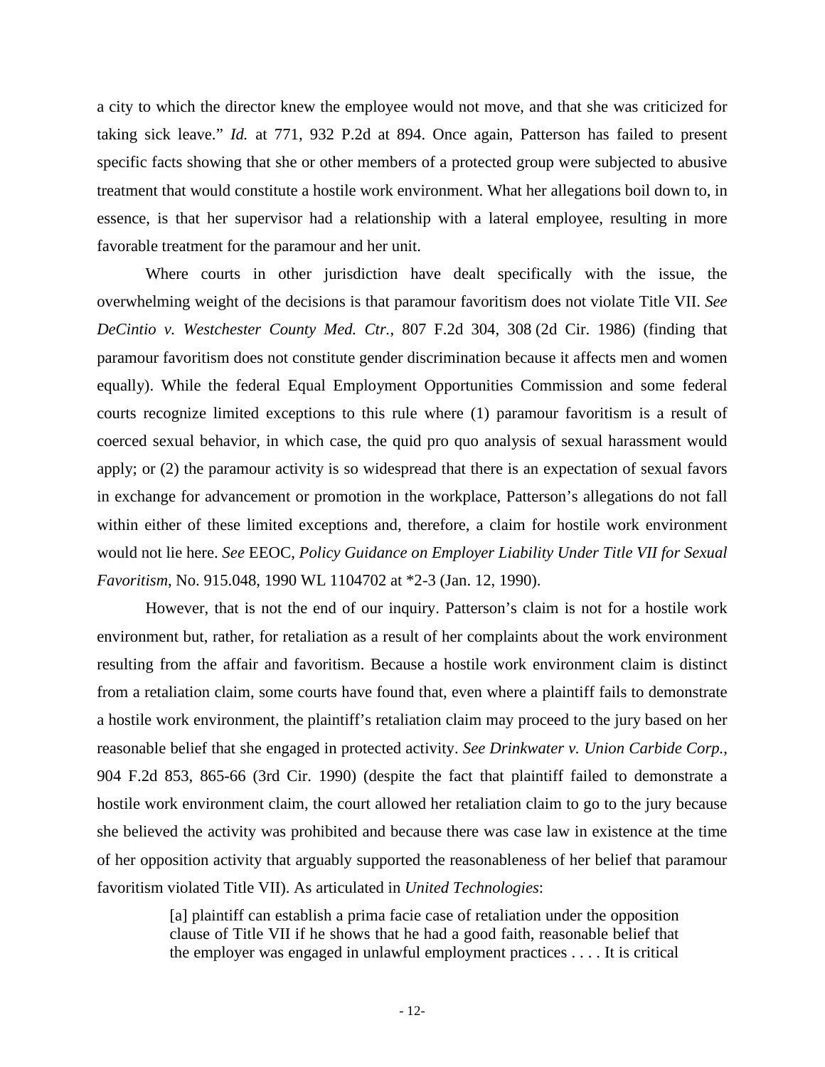a city to which the director knew the employee would not move, and that she was criticized for taking sick leave." *Id.* at 771, 932 P.2d at 894. Once again, Patterson has failed to present specific facts showing that she or other members of a protected group were subjected to abusive treatment that would constitute a hostile work environment. What her allegations boil down to, in essence, is that her supervisor had a relationship with a lateral employee, resulting in more favorable treatment for the paramour and her unit.

Where courts in other jurisdiction have dealt specifically with the issue, the overwhelming weight of the decisions is that paramour favoritism does not violate Title VII. *See DeCintio v. Westchester County Med. Ctr.*, 807 F.2d 304, 308 (2d Cir. 1986) (finding that paramour favoritism does not constitute gender discrimination because it affects men and women equally). While the federal Equal Employment Opportunities Commission and some federal courts recognize limited exceptions to this rule where (1) paramour favoritism is a result of coerced sexual behavior, in which case, the quid pro quo analysis of sexual harassment would apply; or (2) the paramour activity is so widespread that there is an expectation of sexual favors in exchange for advancement or promotion in the workplace, Patterson's allegations do not fall within either of these limited exceptions and, therefore, a claim for hostile work environment would not lie here. *See* EEOC, *Policy Guidance on Employer Liability Under Title VII for Sexual Favoritism*, No. 915.048, 1990 WL 1104702 at *2-3 (Jan. 12, 1990).

However, that is not the end of our inquiry. Patterson's claim is not for a hostile work environment but, rather, for retaliation as a result of her complaints about the work environment resulting from the affair and favoritism. Because a hostile work environment claim is distinct from a retaliation claim, some courts have found that, even where a plaintiff fails to demonstrate a hostile work environment, the plaintiff's retaliation claim may proceed to the jury based on her reasonable belief that she engaged in protected activity. *See Drinkwater v. Union Carbide Corp.*, 904 F.2d 853, 865-66 (3rd Cir. 1990) (despite the fact that plaintiff failed to demonstrate a hostile work environment claim, the court allowed her retaliation claim to go to the jury because she believed the activity was prohibited and because there was case law in existence at the time of her opposition activity that arguably supported the reasonableness of her belief that paramour favoritism violated Title VII). As articulated in *United Technologies*:

> [a] plaintiff can establish a prima facie case of retaliation under the opposition clause of Title VII if he shows that he had a good faith, reasonable belief that the employer was engaged in unlawful employment practices . . . . It is critical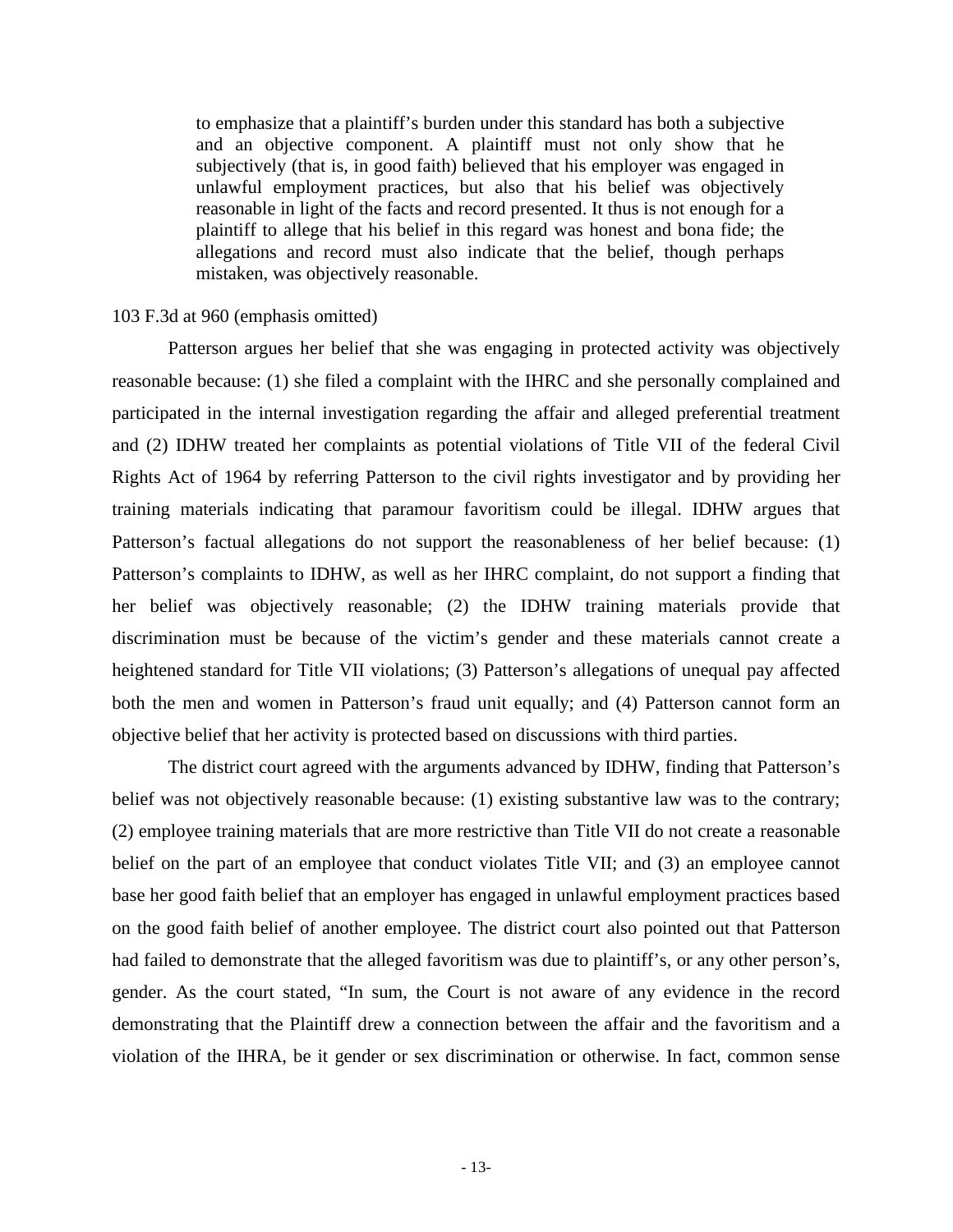> to emphasize that a plaintiff's burden under this standard has both a subjective and an objective component. A plaintiff must not only show that he subjectively (that is, in good faith) believed that his employer was engaged in unlawful employment practices, but also that his belief was objectively reasonable in light of the facts and record presented. It thus is not enough for a plaintiff to allege that his belief in this regard was honest and bona fide; the allegations and record must also indicate that the belief, though perhaps mistaken, was objectively reasonable.

103 F.3d at 960 (emphasis omitted)

Patterson argues her belief that she was engaging in protected activity was objectively reasonable because: (1) she filed a complaint with the IHRC and she personally complained and participated in the internal investigation regarding the affair and alleged preferential treatment and (2) IDHW treated her complaints as potential violations of Title VII of the federal Civil Rights Act of 1964 by referring Patterson to the civil rights investigator and by providing her training materials indicating that paramour favoritism could be illegal. IDHW argues that Patterson's factual allegations do not support the reasonableness of her belief because: (1) Patterson's complaints to IDHW, as well as her IHRC complaint, do not support a finding that her belief was objectively reasonable; (2) the IDHW training materials provide that discrimination must be because of the victim's gender and these materials cannot create a heightened standard for Title VII violations; (3) Patterson's allegations of unequal pay affected both the men and women in Patterson's fraud unit equally; and (4) Patterson cannot form an objective belief that her activity is protected based on discussions with third parties.

The district court agreed with the arguments advanced by IDHW, finding that Patterson's belief was not objectively reasonable because: (1) existing substantive law was to the contrary; (2) employee training materials that are more restrictive than Title VII do not create a reasonable belief on the part of an employee that conduct violates Title VII; and (3) an employee cannot base her good faith belief that an employer has engaged in unlawful employment practices based on the good faith belief of another employee. The district court also pointed out that Patterson had failed to demonstrate that the alleged favoritism was due to plaintiff's, or any other person's, gender. As the court stated, "In sum, the Court is not aware of any evidence in the record demonstrating that the Plaintiff drew a connection between the affair and the favoritism and a violation of the IHRA, be it gender or sex discrimination or otherwise. In fact, common sense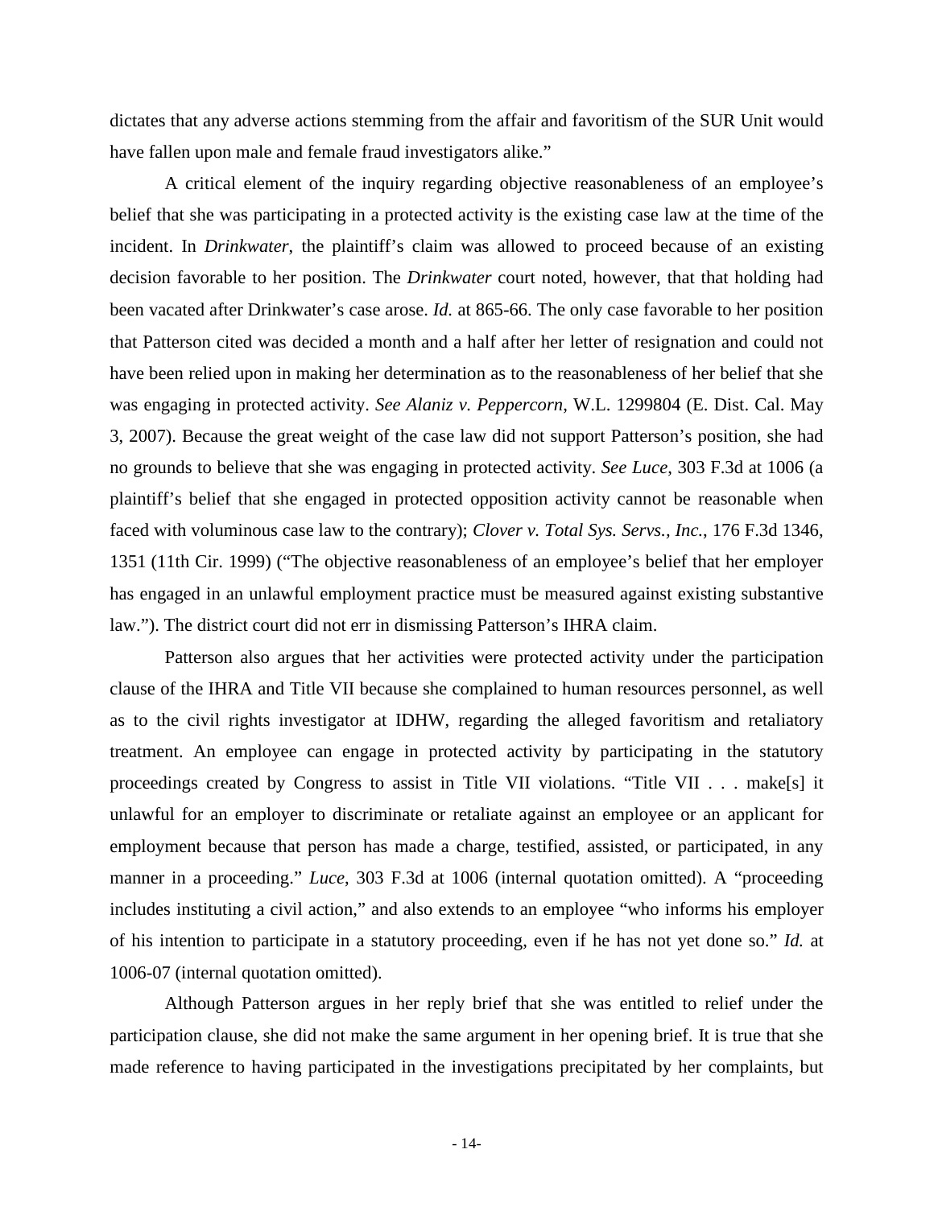dictates that any adverse actions stemming from the affair and favoritism of the SUR Unit would have fallen upon male and female fraud investigators alike."

A critical element of the inquiry regarding objective reasonableness of an employee's belief that she was participating in a protected activity is the existing case law at the time of the incident. In *Drinkwater*, the plaintiff's claim was allowed to proceed because of an existing decision favorable to her position. The *Drinkwater* court noted, however, that that holding had been vacated after Drinkwater's case arose. *Id.* at 865-66. The only case favorable to her position that Patterson cited was decided a month and a half after her letter of resignation and could not have been relied upon in making her determination as to the reasonableness of her belief that she was engaging in protected activity. *See Alaniz v. Peppercorn*, W.L. 1299804 (E. Dist. Cal. May 3, 2007). Because the great weight of the case law did not support Patterson's position, she had no grounds to believe that she was engaging in protected activity. *See Luce*, 303 F.3d at 1006 (a plaintiff's belief that she engaged in protected opposition activity cannot be reasonable when faced with voluminous case law to the contrary); *Clover v. Total Sys. Servs., Inc.*, 176 F.3d 1346, 1351 (11th Cir. 1999) ("The objective reasonableness of an employee's belief that her employer has engaged in an unlawful employment practice must be measured against existing substantive law."). The district court did not err in dismissing Patterson's IHRA claim.

Patterson also argues that her activities were protected activity under the participation clause of the IHRA and Title VII because she complained to human resources personnel, as well as to the civil rights investigator at IDHW, regarding the alleged favoritism and retaliatory treatment. An employee can engage in protected activity by participating in the statutory proceedings created by Congress to assist in Title VII violations. "Title VII . . . make[s] it unlawful for an employer to discriminate or retaliate against an employee or an applicant for employment because that person has made a charge, testified, assisted, or participated, in any manner in a proceeding." *Luce*, 303 F.3d at 1006 (internal quotation omitted). A "proceeding includes instituting a civil action," and also extends to an employee "who informs his employer of his intention to participate in a statutory proceeding, even if he has not yet done so." *Id.* at 1006-07 (internal quotation omitted).

Although Patterson argues in her reply brief that she was entitled to relief under the participation clause, she did not make the same argument in her opening brief. It is true that she made reference to having participated in the investigations precipitated by her complaints, but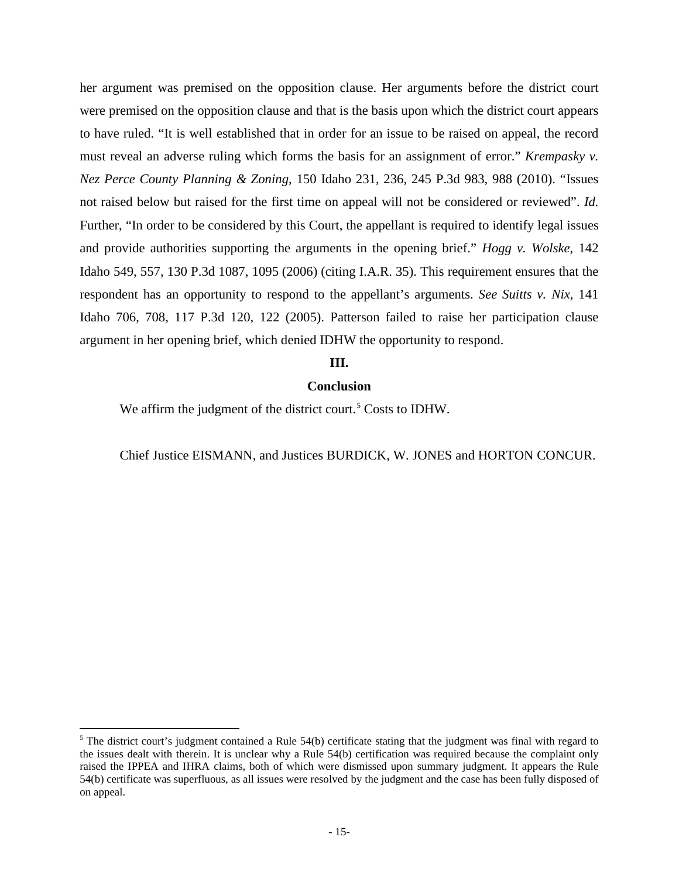her argument was premised on the opposition clause. Her arguments before the district court were premised on the opposition clause and that is the basis upon which the district court appears to have ruled. "It is well established that in order for an issue to be raised on appeal, the record must reveal an adverse ruling which forms the basis for an assignment of error." *Krempasky v. Nez Perce County Planning & Zoning*, 150 Idaho 231, 236, 245 P.3d 983, 988 (2010). "Issues not raised below but raised for the first time on appeal will not be considered or reviewed". *Id.* Further, "In order to be considered by this Court, the appellant is required to identify legal issues and provide authorities supporting the arguments in the opening brief." *Hogg v. Wolske,* 142 Idaho 549, 557, 130 P.3d 1087, 1095 (2006) (citing I.A.R. 35). This requirement ensures that the respondent has an opportunity to respond to the appellant's arguments. *See Suitts v. Nix,* 141 Idaho 706, 708, 117 P.3d 120, 122 (2005). Patterson failed to raise her participation clause argument in her opening brief, which denied IDHW the opportunity to respond.

## III.

## Conclusion

We affirm the judgment of the district court.[5] Costs to IDHW.

Chief Justice EISMANN, and Justices BURDICK, W. JONES and HORTON CONCUR.

[5] The district court's judgment contained a Rule 54(b) certificate stating that the judgment was final with regard to the issues dealt with therein. It is unclear why a Rule 54(b) certification was required because the complaint only raised the IPPEA and IHRA claims, both of which were dismissed upon summary judgment. It appears the Rule 54(b) certificate was superfluous, as all issues were resolved by the judgment and the case has been fully disposed of on appeal.